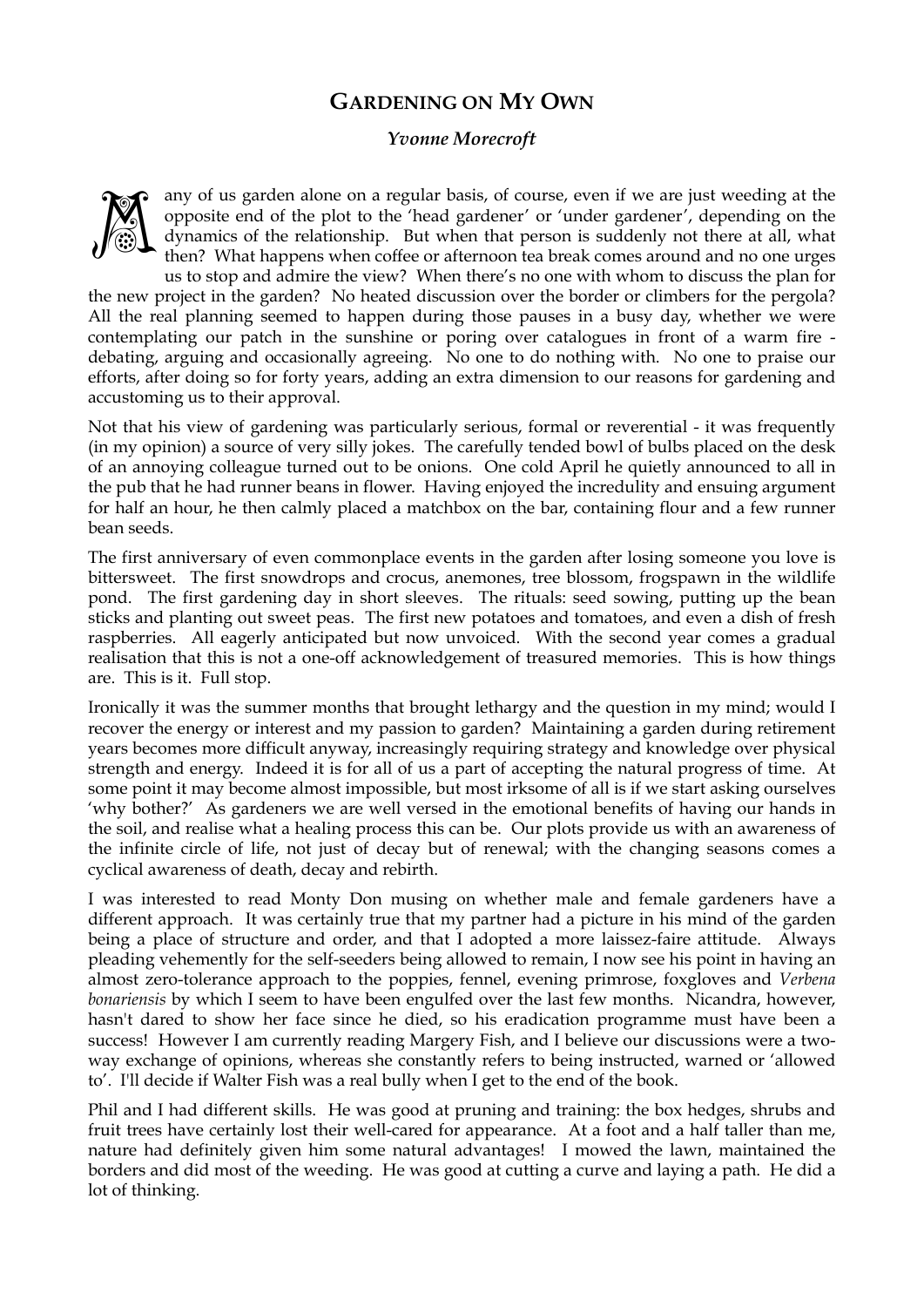# GARDENING ON MY OWN

### *Yvonne Morecroft*

Many of us garden alone on a regular basis, of course, even if we are just weeding at the opposite end of the plot to the 'head gardener' or 'under gardener', depending on the dynamics of the relationship. But when that person is suddenly not there at all, what then? What happens when coffee or afternoon tea break comes around and no one urges us to stop and admire the view? When there's no one with whom to discuss the plan for the new project in the garden? No heated discussion over the border or climbers for the pergola? All the real planning seemed to happen during those pauses in a busy day, whether we were contemplating our patch in the sunshine or poring over catalogues in front of a warm fire - debating, arguing and occasionally agreeing. No one to do nothing with. No one to praise our efforts, after doing so for forty years, adding an extra dimension to our reasons for gardening and accustoming us to their approval.

Not that his view of gardening was particularly serious, formal or reverential - it was frequently (in my opinion) a source of very silly jokes. The carefully tended bowl of bulbs placed on the desk of an annoying colleague turned out to be onions. One cold April he quietly announced to all in the pub that he had runner beans in flower. Having enjoyed the incredulity and ensuing argument for half an hour, he then calmly placed a matchbox on the bar, containing flour and a few runner bean seeds.

The first anniversary of even commonplace events in the garden after losing someone you love is bittersweet. The first snowdrops and crocus, anemones, tree blossom, frogspawn in the wildlife pond. The first gardening day in short sleeves. The rituals: seed sowing, putting up the bean sticks and planting out sweet peas. The first new potatoes and tomatoes, and even a dish of fresh raspberries. All eagerly anticipated but now unvoiced. With the second year comes a gradual realisation that this is not a one-off acknowledgement of treasured memories. This is how things are. This is it. Full stop.

Ironically it was the summer months that brought lethargy and the question in my mind; would I recover the energy or interest and my passion to garden? Maintaining a garden during retirement years becomes more difficult anyway, increasingly requiring strategy and knowledge over physical strength and energy. Indeed it is for all of us a part of accepting the natural progress of time. At some point it may become almost impossible, but most irksome of all is if we start asking ourselves 'why bother?' As gardeners we are well versed in the emotional benefits of having our hands in the soil, and realise what a healing process this can be. Our plots provide us with an awareness of the infinite circle of life, not just of decay but of renewal; with the changing seasons comes a cyclical awareness of death, decay and rebirth.

I was interested to read Monty Don musing on whether male and female gardeners have a different approach. It was certainly true that my partner had a picture in his mind of the garden being a place of structure and order, and that I adopted a more laissez-faire attitude. Always pleading vehemently for the self-seeders being allowed to remain, I now see his point in having an almost zero-tolerance approach to the poppies, fennel, evening primrose, foxgloves and *Verbena bonariensis* by which I seem to have been engulfed over the last few months. Nicandra, however, hasn't dared to show her face since he died, so his eradication programme must have been a success! However I am currently reading Margery Fish, and I believe our discussions were a two-way exchange of opinions, whereas she constantly refers to being instructed, warned or 'allowed to'. I'll decide if Walter Fish was a real bully when I get to the end of the book.

Phil and I had different skills. He was good at pruning and training: the box hedges, shrubs and fruit trees have certainly lost their well-cared for appearance. At a foot and a half taller than me, nature had definitely given him some natural advantages! I mowed the lawn, maintained the borders and did most of the weeding. He was good at cutting a curve and laying a path. He did a lot of thinking.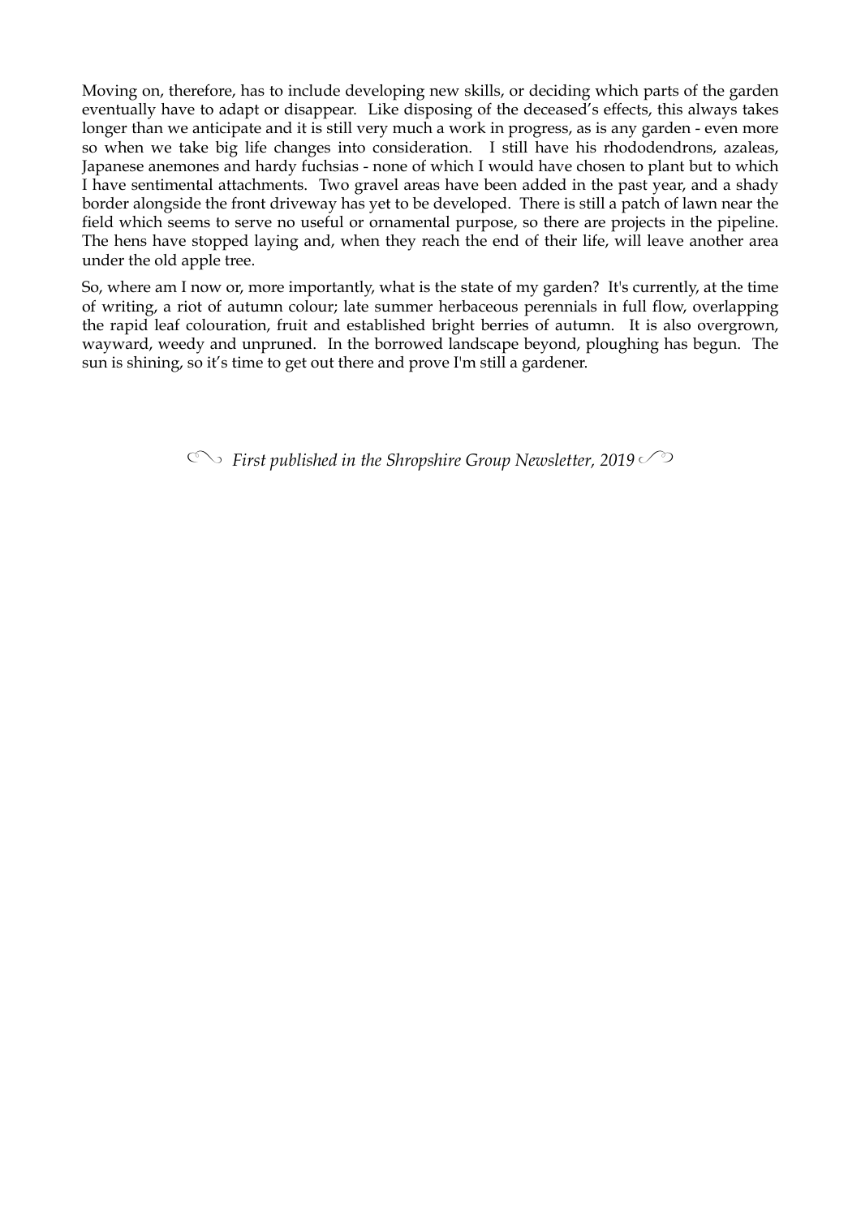Moving on, therefore, has to include developing new skills, or deciding which parts of the garden eventually have to adapt or disappear. Like disposing of the deceased's effects, this always takes longer than we anticipate and it is still very much a work in progress, as is any garden - even more so when we take big life changes into consideration. I still have his rhododendrons, azaleas, Japanese anemones and hardy fuchsias - none of which I would have chosen to plant but to which I have sentimental attachments. Two gravel areas have been added in the past year, and a shady border alongside the front driveway has yet to be developed. There is still a patch of lawn near the field which seems to serve no useful or ornamental purpose, so there are projects in the pipeline. The hens have stopped laying and, when they reach the end of their life, will leave another area under the old apple tree.

So, where am I now or, more importantly, what is the state of my garden? It's currently, at the time of writing, a riot of autumn colour; late summer herbaceous perennials in full flow, overlapping the rapid leaf colouration, fruit and established bright berries of autumn. It is also overgrown, wayward, weedy and unpruned. In the borrowed landscape beyond, ploughing has begun. The sun is shining, so it's time to get out there and prove I'm still a gardener.

*First published in the Shropshire Group Newsletter, 2019*